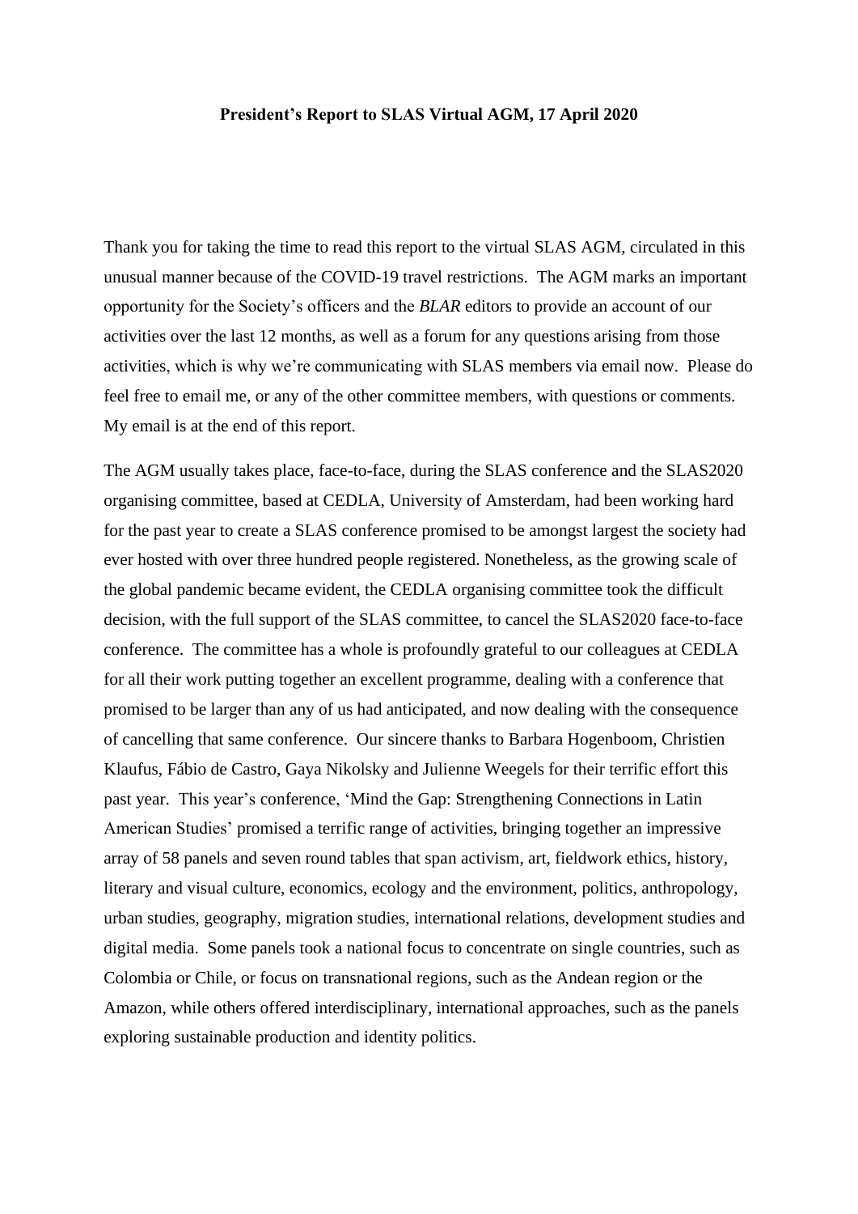**President's Report to SLAS Virtual AGM, 17 April 2020**

Thank you for taking the time to read this report to the virtual SLAS AGM, circulated in this unusual manner because of the COVID-19 travel restrictions. The AGM marks an important opportunity for the Society's officers and the *BLAR* editors to provide an account of our activities over the last 12 months, as well as a forum for any questions arising from those activities, which is why we're communicating with SLAS members via email now. Please do feel free to email me, or any of the other committee members, with questions or comments. My email is at the end of this report.

The AGM usually takes place, face-to-face, during the SLAS conference and the SLAS2020 organising committee, based at CEDLA, University of Amsterdam, had been working hard for the past year to create a SLAS conference promised to be amongst largest the society had ever hosted with over three hundred people registered. Nonetheless, as the growing scale of the global pandemic became evident, the CEDLA organising committee took the difficult decision, with the full support of the SLAS committee, to cancel the SLAS2020 face-to-face conference. The committee has a whole is profoundly grateful to our colleagues at CEDLA for all their work putting together an excellent programme, dealing with a conference that promised to be larger than any of us had anticipated, and now dealing with the consequence of cancelling that same conference. Our sincere thanks to Barbara Hogenboom, Christien Klaufus, Fábio de Castro, Gaya Nikolsky and Julienne Weegels for their terrific effort this past year. This year's conference, 'Mind the Gap: Strengthening Connections in Latin American Studies' promised a terrific range of activities, bringing together an impressive array of 58 panels and seven round tables that span activism, art, fieldwork ethics, history, literary and visual culture, economics, ecology and the environment, politics, anthropology, urban studies, geography, migration studies, international relations, development studies and digital media. Some panels took a national focus to concentrate on single countries, such as Colombia or Chile, or focus on transnational regions, such as the Andean region or the Amazon, while others offered interdisciplinary, international approaches, such as the panels exploring sustainable production and identity politics.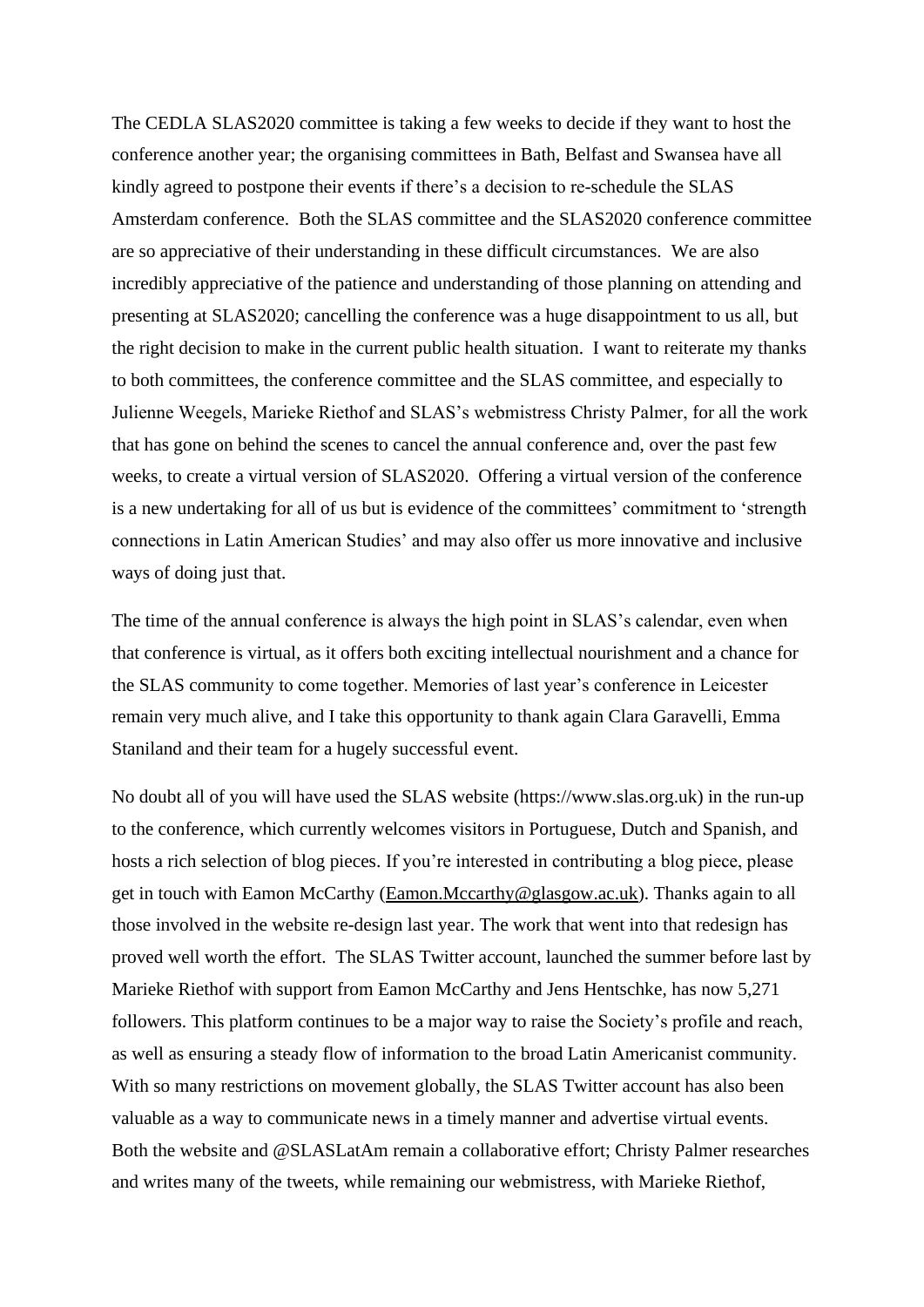The CEDLA SLAS2020 committee is taking a few weeks to decide if they want to host the conference another year; the organising committees in Bath, Belfast and Swansea have all kindly agreed to postpone their events if there's a decision to re-schedule the SLAS Amsterdam conference. Both the SLAS committee and the SLAS2020 conference committee are so appreciative of their understanding in these difficult circumstances. We are also incredibly appreciative of the patience and understanding of those planning on attending and presenting at SLAS2020; cancelling the conference was a huge disappointment to us all, but the right decision to make in the current public health situation. I want to reiterate my thanks to both committees, the conference committee and the SLAS committee, and especially to Julienne Weegels, Marieke Riethof and SLAS's webmistress Christy Palmer, for all the work that has gone on behind the scenes to cancel the annual conference and, over the past few weeks, to create a virtual version of SLAS2020. Offering a virtual version of the conference is a new undertaking for all of us but is evidence of the committees' commitment to 'strength connections in Latin American Studies' and may also offer us more innovative and inclusive ways of doing just that.

The time of the annual conference is always the high point in SLAS's calendar, even when that conference is virtual, as it offers both exciting intellectual nourishment and a chance for the SLAS community to come together. Memories of last year's conference in Leicester remain very much alive, and I take this opportunity to thank again Clara Garavelli, Emma Staniland and their team for a hugely successful event.

No doubt all of you will have used the SLAS website (https://www.slas.org.uk) in the run-up to the conference, which currently welcomes visitors in Portuguese, Dutch and Spanish, and hosts a rich selection of blog pieces. If you're interested in contributing a blog piece, please get in touch with Eamon McCarthy (Eamon.Mccarthy@glasgow.ac.uk). Thanks again to all those involved in the website re-design last year. The work that went into that redesign has proved well worth the effort. The SLAS Twitter account, launched the summer before last by Marieke Riethof with support from Eamon McCarthy and Jens Hentschke, has now 5,271 followers. This platform continues to be a major way to raise the Society's profile and reach, as well as ensuring a steady flow of information to the broad Latin Americanist community. With so many restrictions on movement globally, the SLAS Twitter account has also been valuable as a way to communicate news in a timely manner and advertise virtual events. Both the website and @SLASLatAm remain a collaborative effort; Christy Palmer researches and writes many of the tweets, while remaining our webmistress, with Marieke Riethof,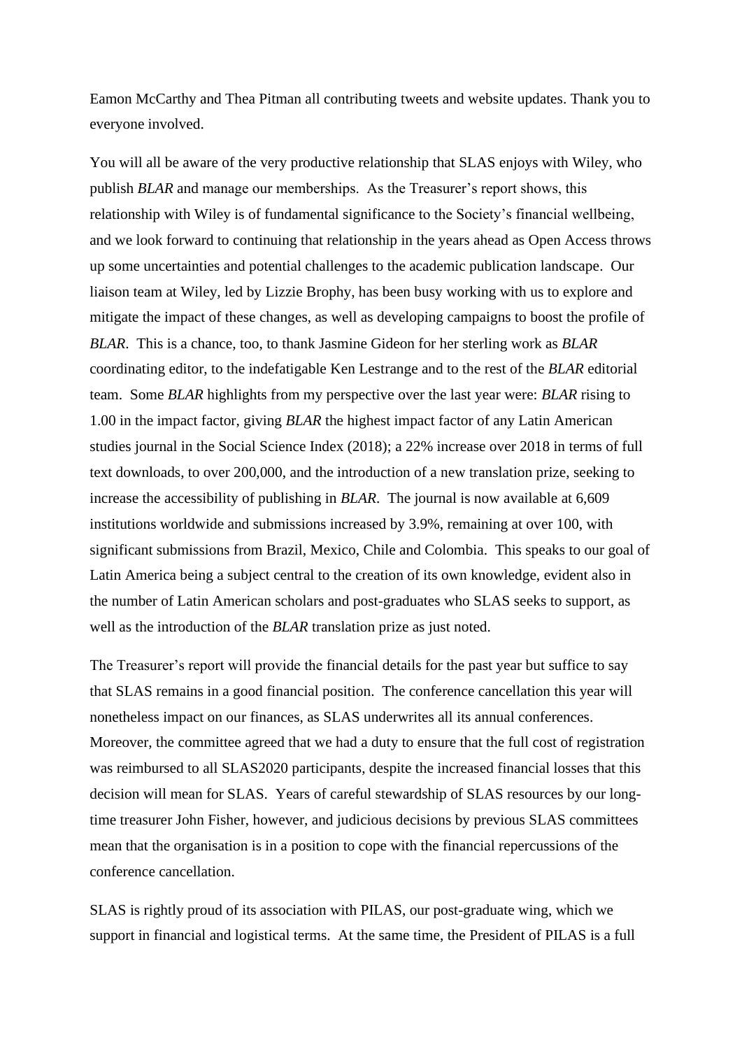Eamon McCarthy and Thea Pitman all contributing tweets and website updates. Thank you to everyone involved.

You will all be aware of the very productive relationship that SLAS enjoys with Wiley, who publish *BLAR* and manage our memberships. As the Treasurer's report shows, this relationship with Wiley is of fundamental significance to the Society's financial wellbeing, and we look forward to continuing that relationship in the years ahead as Open Access throws up some uncertainties and potential challenges to the academic publication landscape. Our liaison team at Wiley, led by Lizzie Brophy, has been busy working with us to explore and mitigate the impact of these changes, as well as developing campaigns to boost the profile of *BLAR*. This is a chance, too, to thank Jasmine Gideon for her sterling work as *BLAR* coordinating editor, to the indefatigable Ken Lestrange and to the rest of the *BLAR* editorial team. Some *BLAR* highlights from my perspective over the last year were: *BLAR* rising to 1.00 in the impact factor, giving *BLAR* the highest impact factor of any Latin American studies journal in the Social Science Index (2018); a 22% increase over 2018 in terms of full text downloads, to over 200,000, and the introduction of a new translation prize, seeking to increase the accessibility of publishing in *BLAR*. The journal is now available at 6,609 institutions worldwide and submissions increased by 3.9%, remaining at over 100, with significant submissions from Brazil, Mexico, Chile and Colombia. This speaks to our goal of Latin America being a subject central to the creation of its own knowledge, evident also in the number of Latin American scholars and post-graduates who SLAS seeks to support, as well as the introduction of the *BLAR* translation prize as just noted.

The Treasurer's report will provide the financial details for the past year but suffice to say that SLAS remains in a good financial position. The conference cancellation this year will nonetheless impact on our finances, as SLAS underwrites all its annual conferences. Moreover, the committee agreed that we had a duty to ensure that the full cost of registration was reimbursed to all SLAS2020 participants, despite the increased financial losses that this decision will mean for SLAS. Years of careful stewardship of SLAS resources by our long-time treasurer John Fisher, however, and judicious decisions by previous SLAS committees mean that the organisation is in a position to cope with the financial repercussions of the conference cancellation.

SLAS is rightly proud of its association with PILAS, our post-graduate wing, which we support in financial and logistical terms. At the same time, the President of PILAS is a full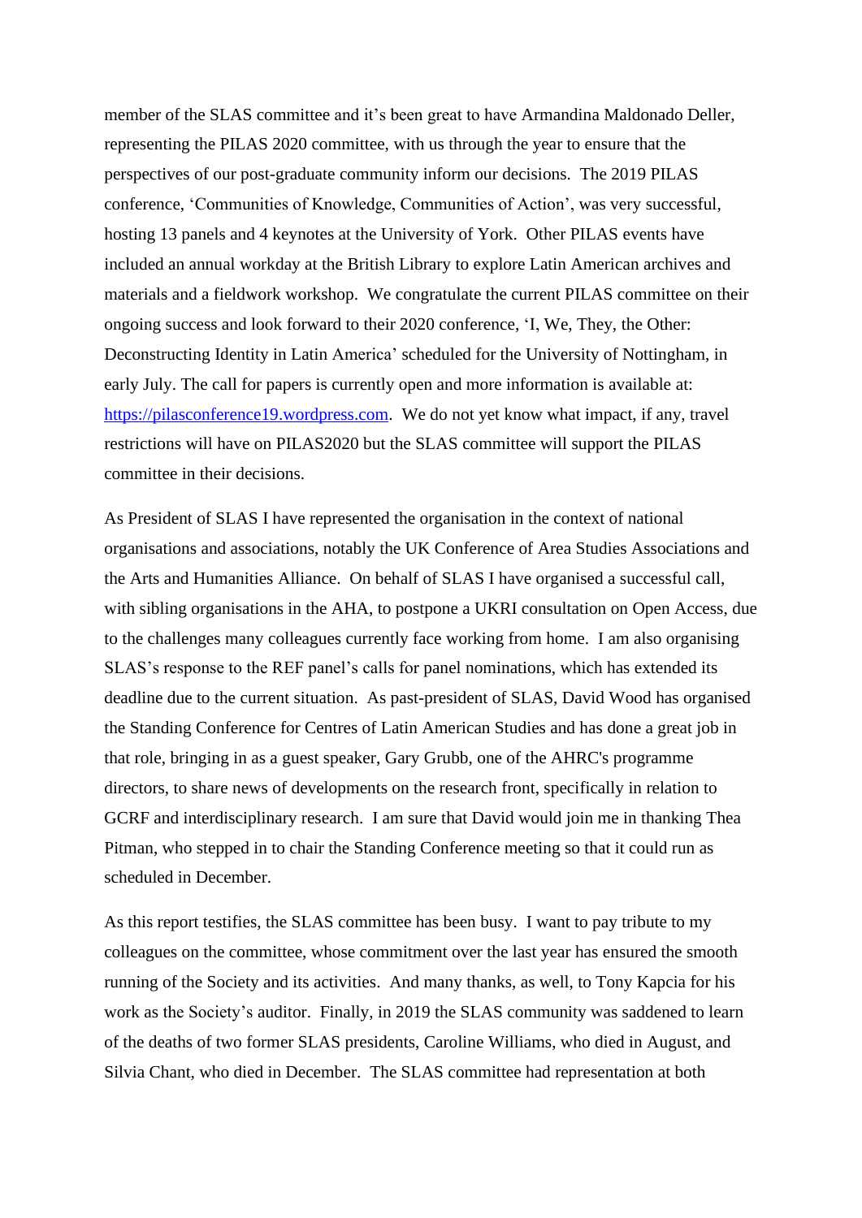member of the SLAS committee and it's been great to have Armandina Maldonado Deller, representing the PILAS 2020 committee, with us through the year to ensure that the perspectives of our post-graduate community inform our decisions. The 2019 PILAS conference, 'Communities of Knowledge, Communities of Action', was very successful, hosting 13 panels and 4 keynotes at the University of York. Other PILAS events have included an annual workday at the British Library to explore Latin American archives and materials and a fieldwork workshop. We congratulate the current PILAS committee on their ongoing success and look forward to their 2020 conference, 'I, We, They, the Other: Deconstructing Identity in Latin America' scheduled for the University of Nottingham, in early July. The call for papers is currently open and more information is available at: [https://pilasconference19.wordpress.com](https://pilasconference19.wordpress.com). We do not yet know what impact, if any, travel restrictions will have on PILAS2020 but the SLAS committee will support the PILAS committee in their decisions.

As President of SLAS I have represented the organisation in the context of national organisations and associations, notably the UK Conference of Area Studies Associations and the Arts and Humanities Alliance. On behalf of SLAS I have organised a successful call, with sibling organisations in the AHA, to postpone a UKRI consultation on Open Access, due to the challenges many colleagues currently face working from home. I am also organising SLAS's response to the REF panel's calls for panel nominations, which has extended its deadline due to the current situation. As past-president of SLAS, David Wood has organised the Standing Conference for Centres of Latin American Studies and has done a great job in that role, bringing in as a guest speaker, Gary Grubb, one of the AHRC's programme directors, to share news of developments on the research front, specifically in relation to GCRF and interdisciplinary research. I am sure that David would join me in thanking Thea Pitman, who stepped in to chair the Standing Conference meeting so that it could run as scheduled in December.

As this report testifies, the SLAS committee has been busy. I want to pay tribute to my colleagues on the committee, whose commitment over the last year has ensured the smooth running of the Society and its activities. And many thanks, as well, to Tony Kapcia for his work as the Society's auditor. Finally, in 2019 the SLAS community was saddened to learn of the deaths of two former SLAS presidents, Caroline Williams, who died in August, and Silvia Chant, who died in December. The SLAS committee had representation at both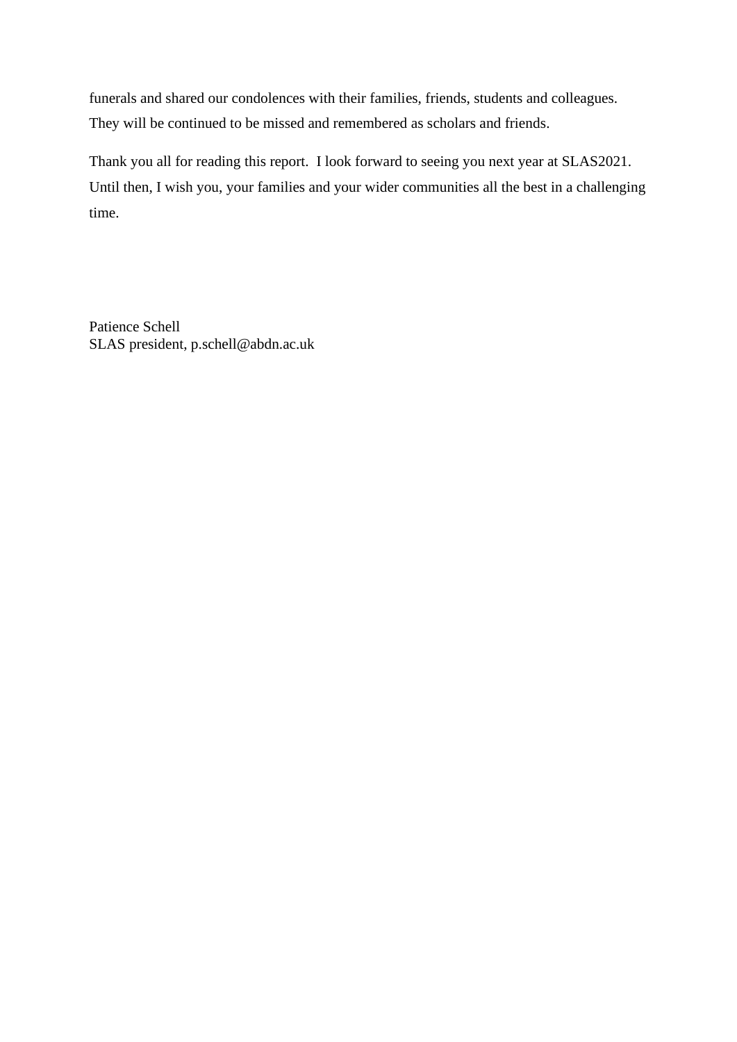funerals and shared our condolences with their families, friends, students and colleagues. They will be continued to be missed and remembered as scholars and friends.

Thank you all for reading this report. I look forward to seeing you next year at SLAS2021. Until then, I wish you, your families and your wider communities all the best in a challenging time.

Patience Schell
SLAS president, p.schell@abdn.ac.uk